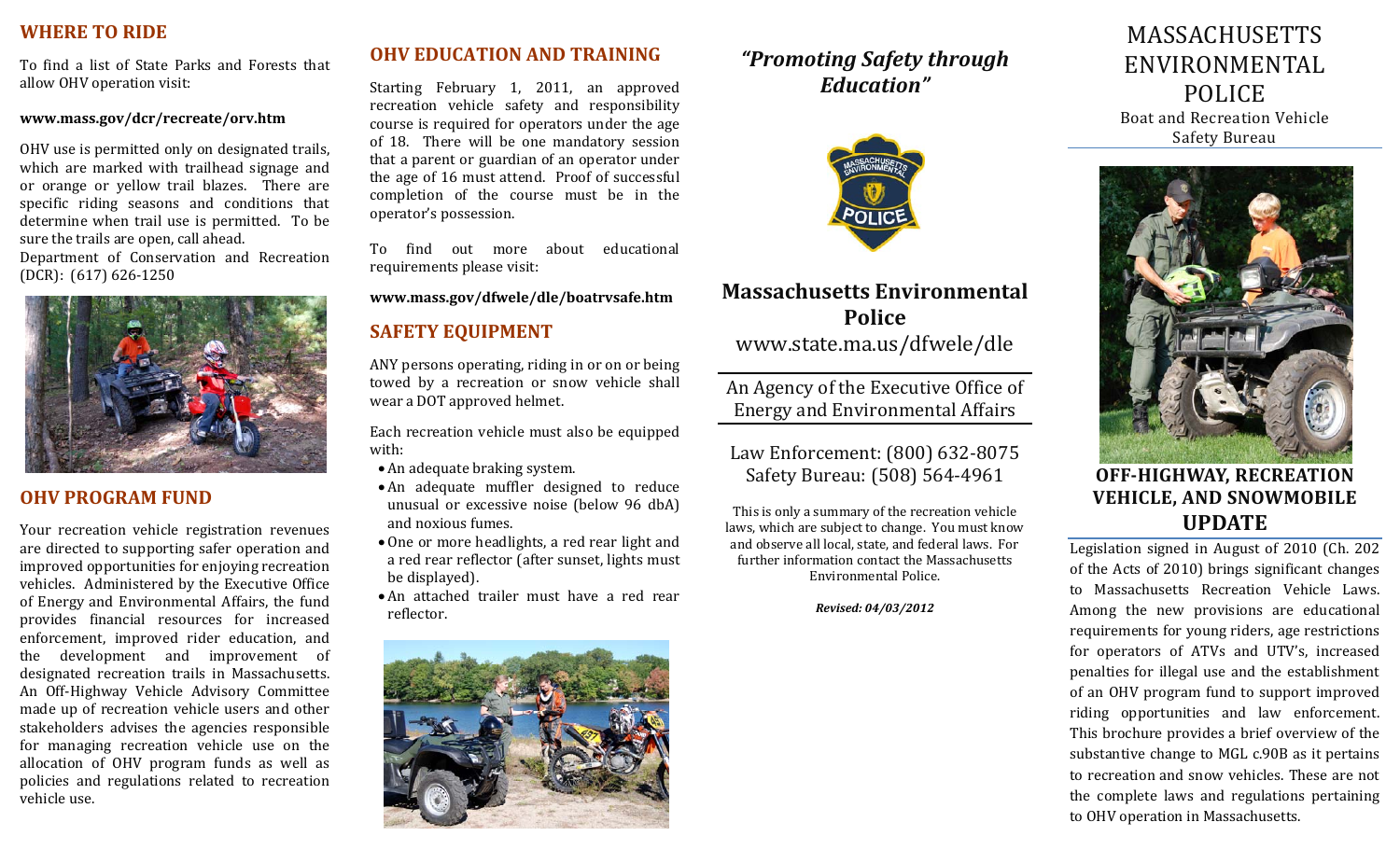## WHERE TO RIDE

To find a list of State Parks and Forests that allow OHV operation visit:

**www.mass.gov/dcr/recreate/orv.htm**

OHV use is permitted only on designated trails, which are marked with trailhead signage and or orange or yellow trail blazes. There are specific riding seasons and conditions that determine when trail use is permitted. To be sure the trails are open, call ahead.
Department of Conservation and Recreation (DCR): (617) 626-1250

## OHV PROGRAM FUND

Your recreation vehicle registration revenues are directed to supporting safer operation and improved opportunities for enjoying recreation vehicles. Administered by the Executive Office of Energy and Environmental Affairs, the fund provides financial resources for increased enforcement, improved rider education, and the development and improvement of designated recreation trails in Massachusetts. An Off-Highway Vehicle Advisory Committee made up of recreation vehicle users and other stakeholders advises the agencies responsible for managing recreation vehicle use on the allocation of OHV program funds as well as policies and regulations related to recreation vehicle use.

## OHV EDUCATION AND TRAINING

Starting February 1, 2011, an approved recreation vehicle safety and responsibility course is required for operators under the age of 18. There will be one mandatory session that a parent or guardian of an operator under the age of 16 must attend. Proof of successful completion of the course must be in the operator's possession.

To find out more about educational requirements please visit:

**www.mass.gov/dfwele/dle/boatrvsafe.htm**

## SAFETY EQUIPMENT

ANY persons operating, riding in or on or being towed by a recreation or snow vehicle shall wear a DOT approved helmet.

Each recreation vehicle must also be equipped with:

- An adequate braking system.
- An adequate muffler designed to reduce unusual or excessive noise (below 96 dbA) and noxious fumes.
- One or more headlights, a red rear light and a red rear reflector (after sunset, lights must be displayed).
- An attached trailer must have a red rear reflector.

***"Promoting Safety through Education"***

**Massachusetts Environmental Police**
www.state.ma.us/dfwele/dle

An Agency of the Executive Office of Energy and Environmental Affairs

Law Enforcement: (800) 632-8075
Safety Bureau: (508) 564-4961

This is only a summary of the recreation vehicle laws, which are subject to change. You must know and observe all local, state, and federal laws. For further information contact the Massachusetts Environmental Police.

***Revised: 04/03/2012***

# MASSACHUSETTS ENVIRONMENTAL POLICE

Boat and Recreation Vehicle Safety Bureau

## OFF-HIGHWAY, RECREATION VEHICLE, AND SNOWMOBILE UPDATE

Legislation signed in August of 2010 (Ch. 202 of the Acts of 2010) brings significant changes to Massachusetts Recreation Vehicle Laws. Among the new provisions are educational requirements for young riders, age restrictions for operators of ATVs and UTV's, increased penalties for illegal use and the establishment of an OHV program fund to support improved riding opportunities and law enforcement. This brochure provides a brief overview of the substantive change to MGL c.90B as it pertains to recreation and snow vehicles. These are not the complete laws and regulations pertaining to OHV operation in Massachusetts.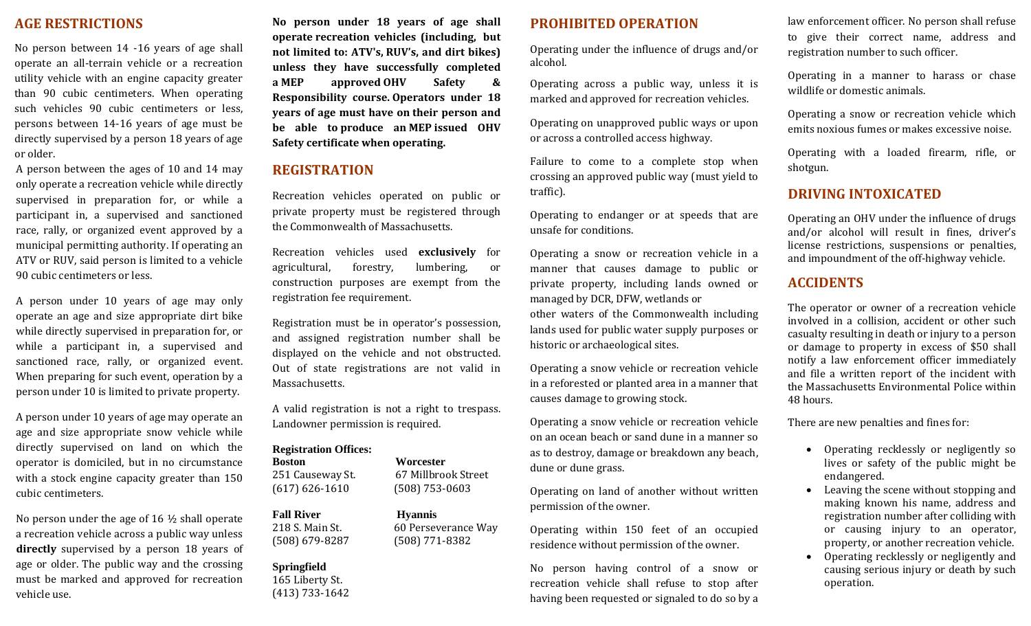## AGE RESTRICTIONS

No person between 14 -16 years of age shall operate an all-terrain vehicle or a recreation utility vehicle with an engine capacity greater than 90 cubic centimeters. When operating such vehicles 90 cubic centimeters or less, persons between 14-16 years of age must be directly supervised by a person 18 years of age or older.

A person between the ages of 10 and 14 may only operate a recreation vehicle while directly supervised in preparation for, or while a participant in, a supervised and sanctioned race, rally, or organized event approved by a municipal permitting authority. If operating an ATV or RUV, said person is limited to a vehicle 90 cubic centimeters or less.

A person under 10 years of age may only operate an age and size appropriate dirt bike while directly supervised in preparation for, or while a participant in, a supervised and sanctioned race, rally, or organized event. When preparing for such event, operation by a person under 10 is limited to private property.

A person under 10 years of age may operate an age and size appropriate snow vehicle while directly supervised on land on which the operator is domiciled, but in no circumstance with a stock engine capacity greater than 150 cubic centimeters.

No person under the age of 16 ½ shall operate a recreation vehicle across a public way unless **directly** supervised by a person 18 years of age or older. The public way and the crossing must be marked and approved for recreation vehicle use.

**No person under 18 years of age shall operate recreation vehicles (including, but not limited to: ATV's, RUV's, and dirt bikes) unless they have successfully completed a MEP approved OHV Safety & Responsibility course. Operators under 18 years of age must have on their person and be able to produce an MEP issued OHV Safety certificate when operating.**

## REGISTRATION

Recreation vehicles operated on public or private property must be registered through the Commonwealth of Massachusetts.

Recreation vehicles used **exclusively** for agricultural, forestry, lumbering, or construction purposes are exempt from the registration fee requirement.

Registration must be in operator's possession, and assigned registration number shall be displayed on the vehicle and not obstructed. Out of state registrations are not valid in Massachusetts.

A valid registration is not a right to trespass. Landowner permission is required.

**Registration Offices:**

**Boston**
251 Causeway St.
(617) 626-1610

**Worcester**
67 Millbrook Street
(508) 753-0603

**Fall River**
218 S. Main St.
(508) 679-8287

**Hyannis**
60 Perseverance Way
(508) 771-8382

**Springfield**
165 Liberty St.
(413) 733-1642

## PROHIBITED OPERATION

Operating under the influence of drugs and/or alcohol.

Operating across a public way, unless it is marked and approved for recreation vehicles.

Operating on unapproved public ways or upon or across a controlled access highway.

Failure to come to a complete stop when crossing an approved public way (must yield to traffic).

Operating to endanger or at speeds that are unsafe for conditions.

Operating a snow or recreation vehicle in a manner that causes damage to public or private property, including lands owned or managed by DCR, DFW, wetlands or other waters of the Commonwealth including lands used for public water supply purposes or historic or archaeological sites.

Operating a snow vehicle or recreation vehicle in a reforested or planted area in a manner that causes damage to growing stock.

Operating a snow vehicle or recreation vehicle on an ocean beach or sand dune in a manner so as to destroy, damage or breakdown any beach, dune or dune grass.

Operating on land of another without written permission of the owner.

Operating within 150 feet of an occupied residence without permission of the owner.

No person having control of a snow or recreation vehicle shall refuse to stop after having been requested or signaled to do so by a law enforcement officer. No person shall refuse to give their correct name, address and registration number to such officer.

Operating in a manner to harass or chase wildlife or domestic animals.

Operating a snow or recreation vehicle which emits noxious fumes or makes excessive noise.

Operating with a loaded firearm, rifle, or shotgun.

## DRIVING INTOXICATED

Operating an OHV under the influence of drugs and/or alcohol will result in fines, driver's license restrictions, suspensions or penalties, and impoundment of the off-highway vehicle.

## ACCIDENTS

The operator or owner of a recreation vehicle involved in a collision, accident or other such casualty resulting in death or injury to a person or damage to property in excess of $50 shall notify a law enforcement officer immediately and file a written report of the incident with the Massachusetts Environmental Police within 48 hours.

There are new penalties and fines for:

- Operating recklessly or negligently so lives or safety of the public might be endangered.
- Leaving the scene without stopping and making known his name, address and registration number after colliding with or causing injury to an operator, property, or another recreation vehicle.
- Operating recklessly or negligently and causing serious injury or death by such operation.